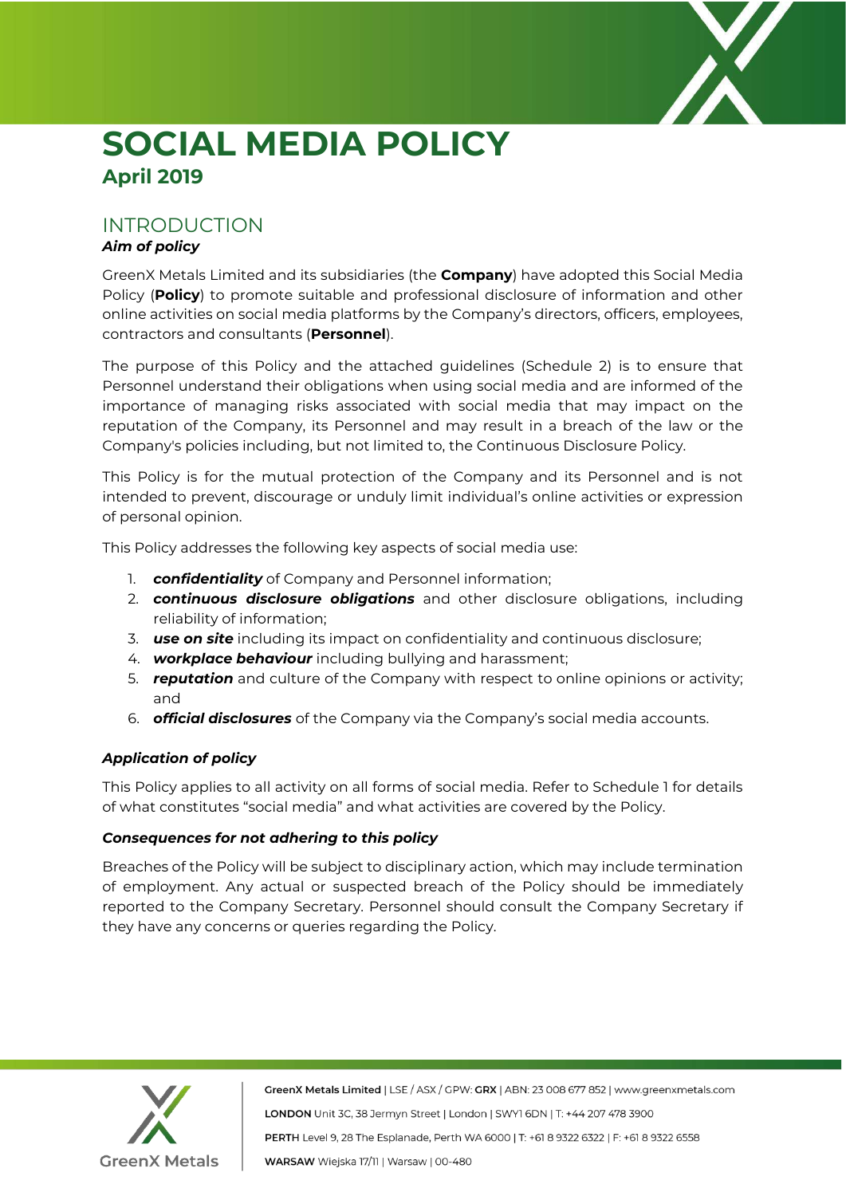# SOCIAL MEDIA POLICY

**April 2019**

## INTRODUCTION

### *Aim of policy*

GreenX Metals Limited and its subsidiaries (the **Company**) have adopted this Social Media Policy (**Policy**) to promote suitable and professional disclosure of information and other online activities on social media platforms by the Company's directors, officers, employees, contractors and consultants (**Personnel**).

The purpose of this Policy and the attached guidelines (Schedule 2) is to ensure that Personnel understand their obligations when using social media and are informed of the importance of managing risks associated with social media that may impact on the reputation of the Company, its Personnel and may result in a breach of the law or the Company's policies including, but not limited to, the Continuous Disclosure Policy.

This Policy is for the mutual protection of the Company and its Personnel and is not intended to prevent, discourage or unduly limit individual's online activities or expression of personal opinion.

This Policy addresses the following key aspects of social media use:

1. ***confidentiality*** of Company and Personnel information;
2. ***continuous disclosure obligations*** and other disclosure obligations, including reliability of information;
3. ***use on site*** including its impact on confidentiality and continuous disclosure;
4. ***workplace behaviour*** including bullying and harassment;
5. ***reputation*** and culture of the Company with respect to online opinions or activity; and
6. ***official disclosures*** of the Company via the Company's social media accounts.

### *Application of policy*

This Policy applies to all activity on all forms of social media. Refer to Schedule 1 for details of what constitutes "social media" and what activities are covered by the Policy.

### *Consequences for not adhering to this policy*

Breaches of the Policy will be subject to disciplinary action, which may include termination of employment. Any actual or suspected breach of the Policy should be immediately reported to the Company Secretary. Personnel should consult the Company Secretary if they have any concerns or queries regarding the Policy.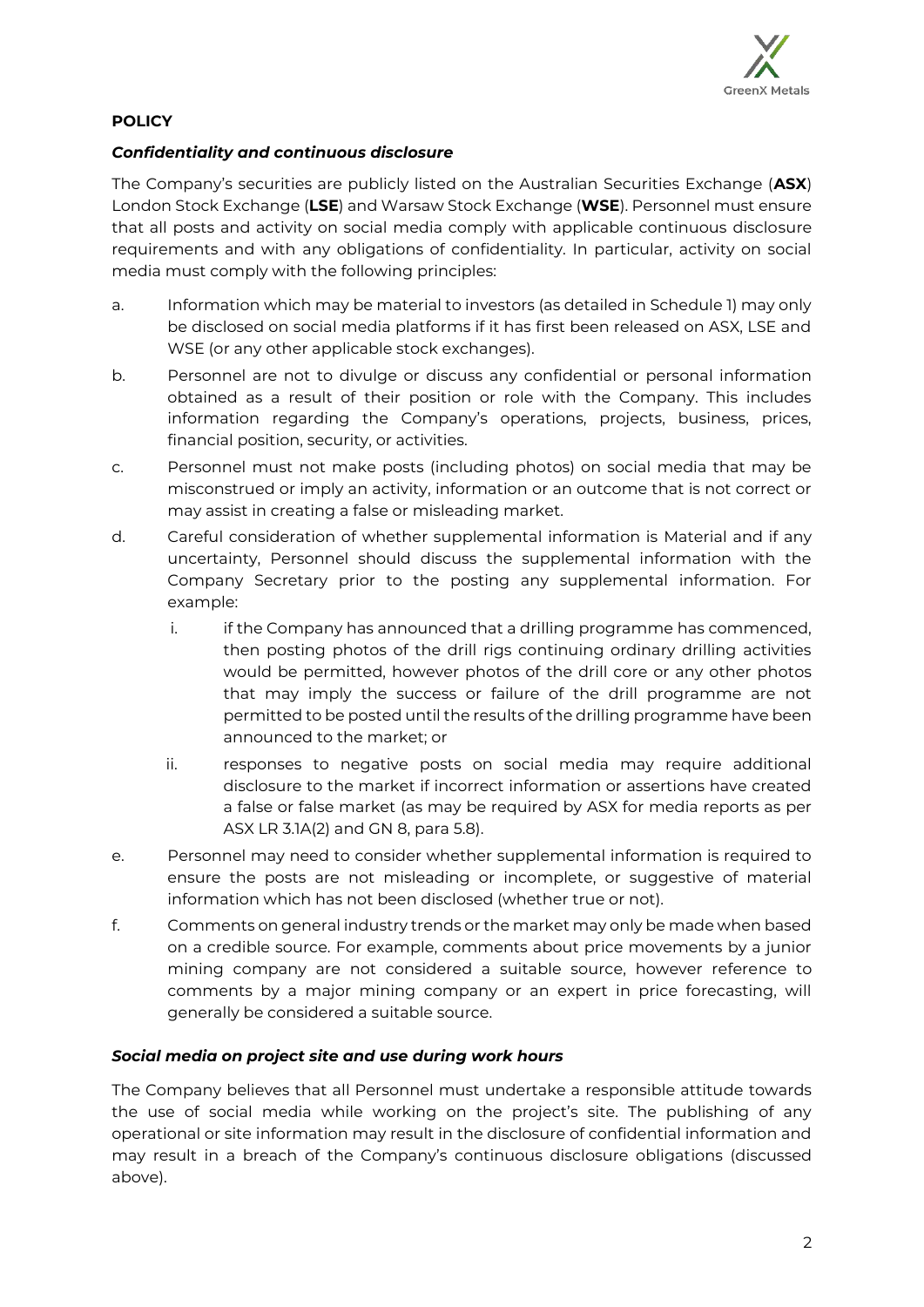**POLICY**

***Confidentiality and continuous disclosure***

The Company's securities are publicly listed on the Australian Securities Exchange (**ASX**) London Stock Exchange (**LSE**) and Warsaw Stock Exchange (**WSE**). Personnel must ensure that all posts and activity on social media comply with applicable continuous disclosure requirements and with any obligations of confidentiality. In particular, activity on social media must comply with the following principles:

a. Information which may be material to investors (as detailed in Schedule 1) may only be disclosed on social media platforms if it has first been released on ASX, LSE and WSE (or any other applicable stock exchanges).

b. Personnel are not to divulge or discuss any confidential or personal information obtained as a result of their position or role with the Company. This includes information regarding the Company's operations, projects, business, prices, financial position, security, or activities.

c. Personnel must not make posts (including photos) on social media that may be misconstrued or imply an activity, information or an outcome that is not correct or may assist in creating a false or misleading market.

d. Careful consideration of whether supplemental information is Material and if any uncertainty, Personnel should discuss the supplemental information with the Company Secretary prior to the posting any supplemental information. For example:

    i. if the Company has announced that a drilling programme has commenced, then posting photos of the drill rigs continuing ordinary drilling activities would be permitted, however photos of the drill core or any other photos that may imply the success or failure of the drill programme are not permitted to be posted until the results of the drilling programme have been announced to the market; or

    ii. responses to negative posts on social media may require additional disclosure to the market if incorrect information or assertions have created a false or false market (as may be required by ASX for media reports as per ASX LR 3.1A(2) and GN 8, para 5.8).

e. Personnel may need to consider whether supplemental information is required to ensure the posts are not misleading or incomplete, or suggestive of material information which has not been disclosed (whether true or not).

f. Comments on general industry trends or the market may only be made when based on a credible source. For example, comments about price movements by a junior mining company are not considered a suitable source, however reference to comments by a major mining company or an expert in price forecasting, will generally be considered a suitable source.

***Social media on project site and use during work hours***

The Company believes that all Personnel must undertake a responsible attitude towards the use of social media while working on the project's site. The publishing of any operational or site information may result in the disclosure of confidential information and may result in a breach of the Company's continuous disclosure obligations (discussed above).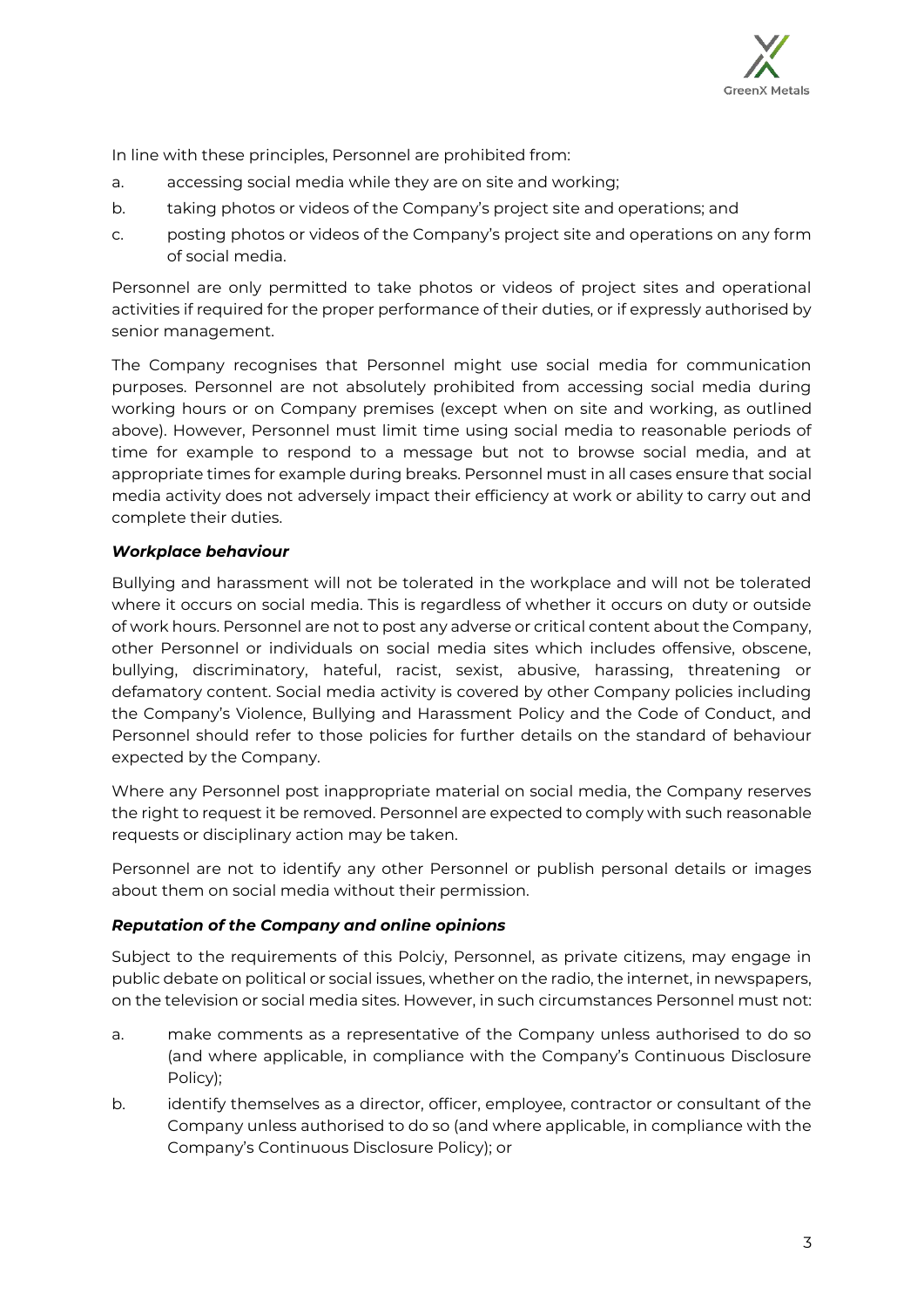In line with these principles, Personnel are prohibited from:

a. accessing social media while they are on site and working;

b. taking photos or videos of the Company's project site and operations; and

c. posting photos or videos of the Company's project site and operations on any form of social media.

Personnel are only permitted to take photos or videos of project sites and operational activities if required for the proper performance of their duties, or if expressly authorised by senior management.

The Company recognises that Personnel might use social media for communication purposes. Personnel are not absolutely prohibited from accessing social media during working hours or on Company premises (except when on site and working, as outlined above). However, Personnel must limit time using social media to reasonable periods of time for example to respond to a message but not to browse social media, and at appropriate times for example during breaks. Personnel must in all cases ensure that social media activity does not adversely impact their efficiency at work or ability to carry out and complete their duties.

***Workplace behaviour***

Bullying and harassment will not be tolerated in the workplace and will not be tolerated where it occurs on social media. This is regardless of whether it occurs on duty or outside of work hours. Personnel are not to post any adverse or critical content about the Company, other Personnel or individuals on social media sites which includes offensive, obscene, bullying, discriminatory, hateful, racist, sexist, abusive, harassing, threatening or defamatory content. Social media activity is covered by other Company policies including the Company's Violence, Bullying and Harassment Policy and the Code of Conduct, and Personnel should refer to those policies for further details on the standard of behaviour expected by the Company.

Where any Personnel post inappropriate material on social media, the Company reserves the right to request it be removed. Personnel are expected to comply with such reasonable requests or disciplinary action may be taken.

Personnel are not to identify any other Personnel or publish personal details or images about them on social media without their permission.

***Reputation of the Company and online opinions***

Subject to the requirements of this Polciy, Personnel, as private citizens, may engage in public debate on political or social issues, whether on the radio, the internet, in newspapers, on the television or social media sites. However, in such circumstances Personnel must not:

a. make comments as a representative of the Company unless authorised to do so (and where applicable, in compliance with the Company's Continuous Disclosure Policy);

b. identify themselves as a director, officer, employee, contractor or consultant of the Company unless authorised to do so (and where applicable, in compliance with the Company's Continuous Disclosure Policy); or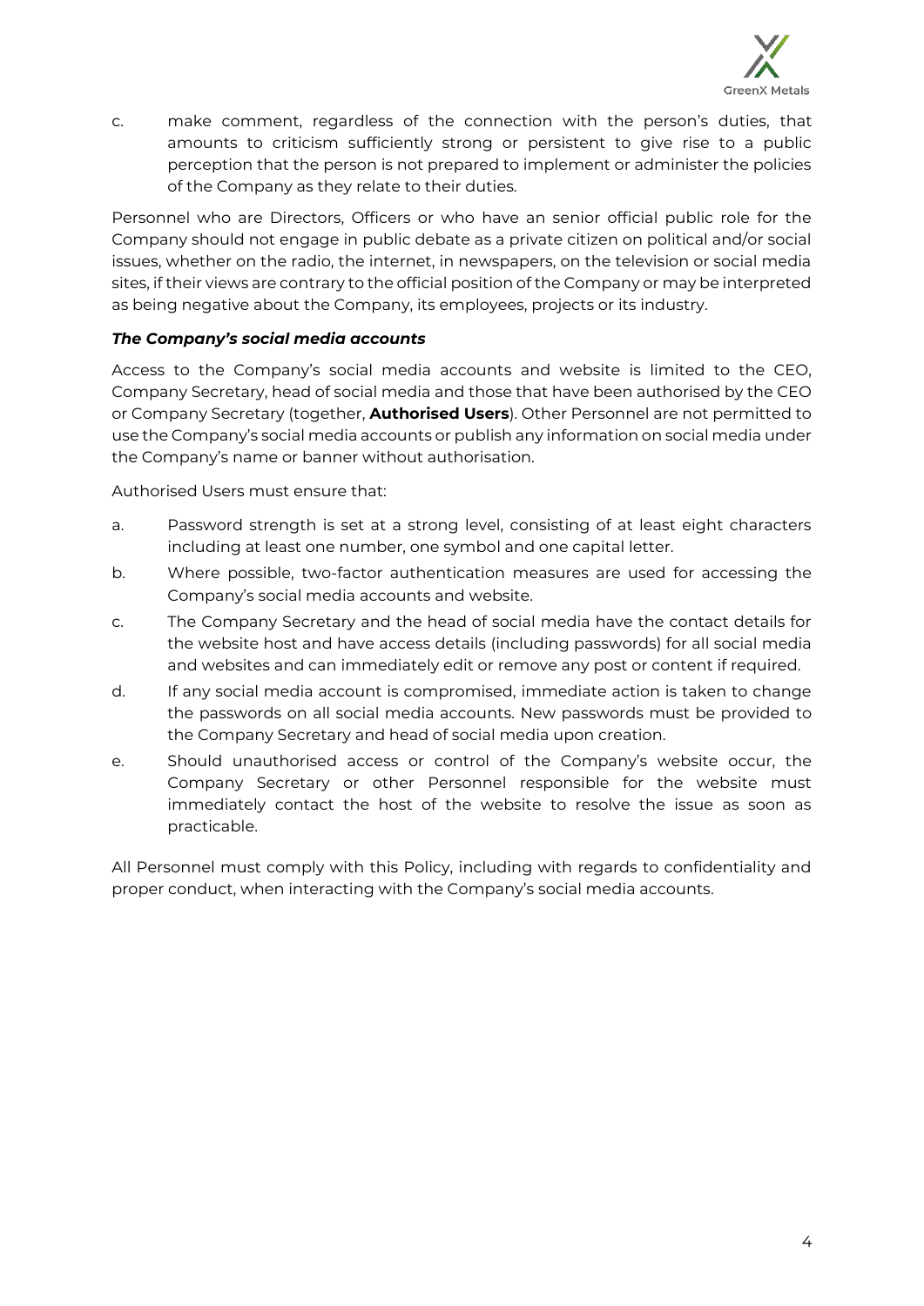c. make comment, regardless of the connection with the person's duties, that amounts to criticism sufficiently strong or persistent to give rise to a public perception that the person is not prepared to implement or administer the policies of the Company as they relate to their duties.

Personnel who are Directors, Officers or who have an senior official public role for the Company should not engage in public debate as a private citizen on political and/or social issues, whether on the radio, the internet, in newspapers, on the television or social media sites, if their views are contrary to the official position of the Company or may be interpreted as being negative about the Company, its employees, projects or its industry.

***The Company's social media accounts***

Access to the Company's social media accounts and website is limited to the CEO, Company Secretary, head of social media and those that have been authorised by the CEO or Company Secretary (together, **Authorised Users**). Other Personnel are not permitted to use the Company's social media accounts or publish any information on social media under the Company's name or banner without authorisation.

Authorised Users must ensure that:

a. Password strength is set at a strong level, consisting of at least eight characters including at least one number, one symbol and one capital letter.

b. Where possible, two-factor authentication measures are used for accessing the Company's social media accounts and website.

c. The Company Secretary and the head of social media have the contact details for the website host and have access details (including passwords) for all social media and websites and can immediately edit or remove any post or content if required.

d. If any social media account is compromised, immediate action is taken to change the passwords on all social media accounts. New passwords must be provided to the Company Secretary and head of social media upon creation.

e. Should unauthorised access or control of the Company's website occur, the Company Secretary or other Personnel responsible for the website must immediately contact the host of the website to resolve the issue as soon as practicable.

All Personnel must comply with this Policy, including with regards to confidentiality and proper conduct, when interacting with the Company's social media accounts.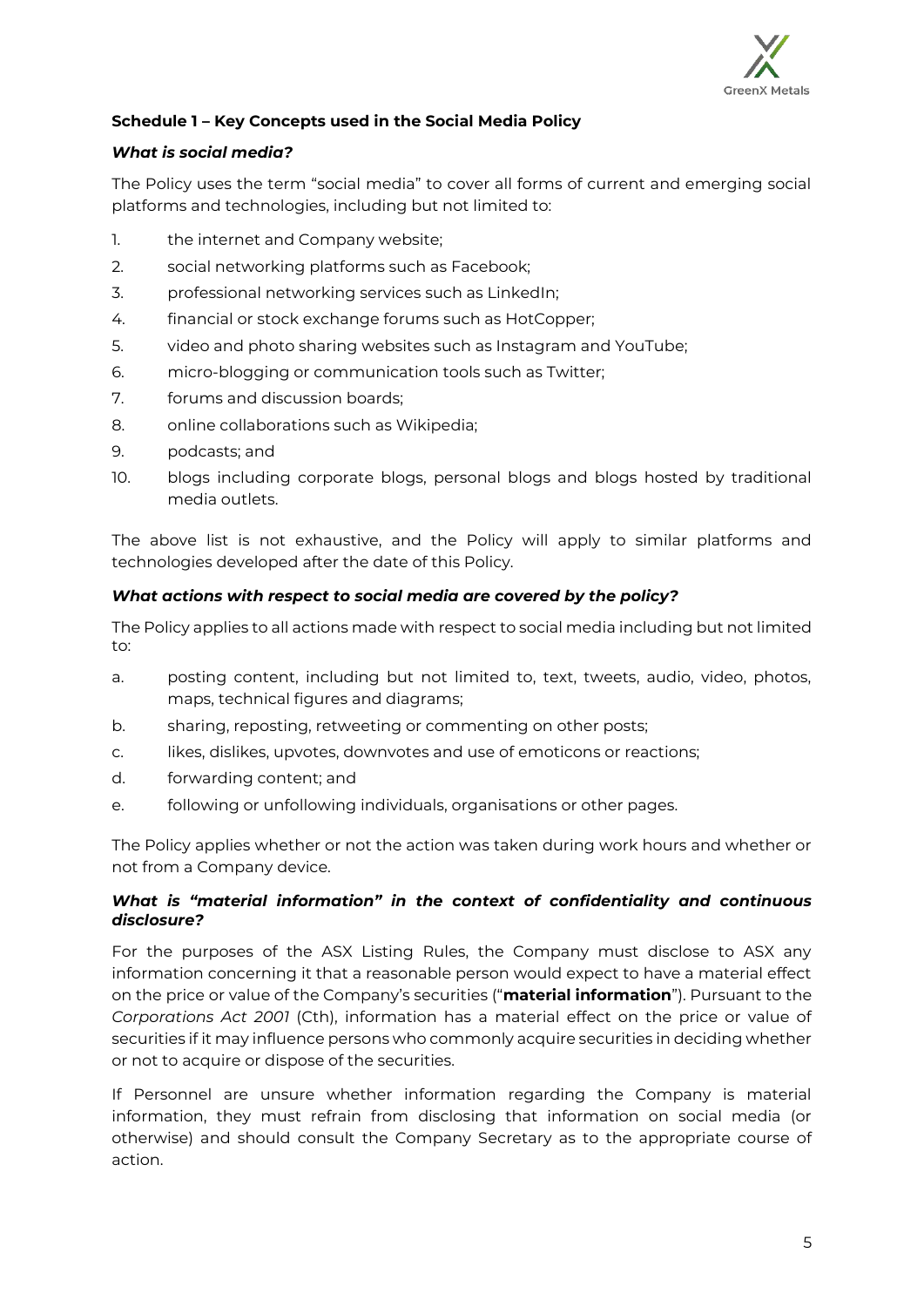### Schedule 1 – Key Concepts used in the Social Media Policy

#### *What is social media?*

The Policy uses the term "social media" to cover all forms of current and emerging social platforms and technologies, including but not limited to:

1. the internet and Company website;
2. social networking platforms such as Facebook;
3. professional networking services such as LinkedIn;
4. financial or stock exchange forums such as HotCopper;
5. video and photo sharing websites such as Instagram and YouTube;
6. micro-blogging or communication tools such as Twitter;
7. forums and discussion boards;
8. online collaborations such as Wikipedia;
9. podcasts; and
10. blogs including corporate blogs, personal blogs and blogs hosted by traditional media outlets.

The above list is not exhaustive, and the Policy will apply to similar platforms and technologies developed after the date of this Policy.

#### *What actions with respect to social media are covered by the policy?*

The Policy applies to all actions made with respect to social media including but not limited to:

a. posting content, including but not limited to, text, tweets, audio, video, photos, maps, technical figures and diagrams;

b. sharing, reposting, retweeting or commenting on other posts;

c. likes, dislikes, upvotes, downvotes and use of emoticons or reactions;

d. forwarding content; and

e. following or unfollowing individuals, organisations or other pages.

The Policy applies whether or not the action was taken during work hours and whether or not from a Company device.

#### *What is "material information" in the context of confidentiality and continuous disclosure?*

For the purposes of the ASX Listing Rules, the Company must disclose to ASX any information concerning it that a reasonable person would expect to have a material effect on the price or value of the Company's securities ("**material information**"). Pursuant to the *Corporations Act 2001* (Cth), information has a material effect on the price or value of securities if it may influence persons who commonly acquire securities in deciding whether or not to acquire or dispose of the securities.

If Personnel are unsure whether information regarding the Company is material information, they must refrain from disclosing that information on social media (or otherwise) and should consult the Company Secretary as to the appropriate course of action.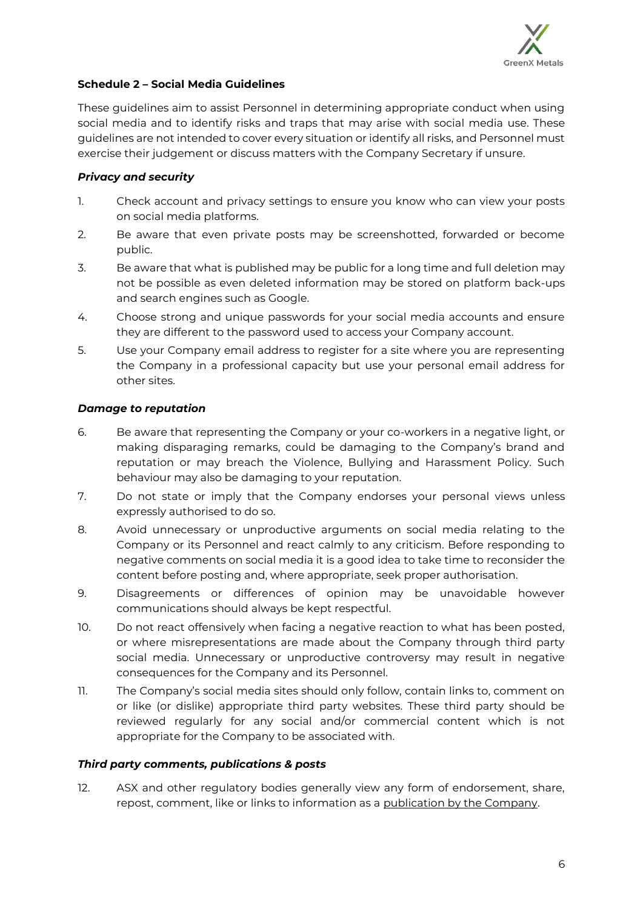**Schedule 2 – Social Media Guidelines**

These guidelines aim to assist Personnel in determining appropriate conduct when using social media and to identify risks and traps that may arise with social media use. These guidelines are not intended to cover every situation or identify all risks, and Personnel must exercise their judgement or discuss matters with the Company Secretary if unsure.

***Privacy and security***

1. Check account and privacy settings to ensure you know who can view your posts on social media platforms.
2. Be aware that even private posts may be screenshotted, forwarded or become public.
3. Be aware that what is published may be public for a long time and full deletion may not be possible as even deleted information may be stored on platform back-ups and search engines such as Google.
4. Choose strong and unique passwords for your social media accounts and ensure they are different to the password used to access your Company account.
5. Use your Company email address to register for a site where you are representing the Company in a professional capacity but use your personal email address for other sites.

***Damage to reputation***

6. Be aware that representing the Company or your co-workers in a negative light, or making disparaging remarks, could be damaging to the Company's brand and reputation or may breach the Violence, Bullying and Harassment Policy. Such behaviour may also be damaging to your reputation.
7. Do not state or imply that the Company endorses your personal views unless expressly authorised to do so.
8. Avoid unnecessary or unproductive arguments on social media relating to the Company or its Personnel and react calmly to any criticism. Before responding to negative comments on social media it is a good idea to take time to reconsider the content before posting and, where appropriate, seek proper authorisation.
9. Disagreements or differences of opinion may be unavoidable however communications should always be kept respectful.
10. Do not react offensively when facing a negative reaction to what has been posted, or where misrepresentations are made about the Company through third party social media. Unnecessary or unproductive controversy may result in negative consequences for the Company and its Personnel.
11. The Company's social media sites should only follow, contain links to, comment on or like (or dislike) appropriate third party websites. These third party should be reviewed regularly for any social and/or commercial content which is not appropriate for the Company to be associated with.

***Third party comments, publications & posts***

12. ASX and other regulatory bodies generally view any form of endorsement, share, repost, comment, like or links to information as a publication by the Company.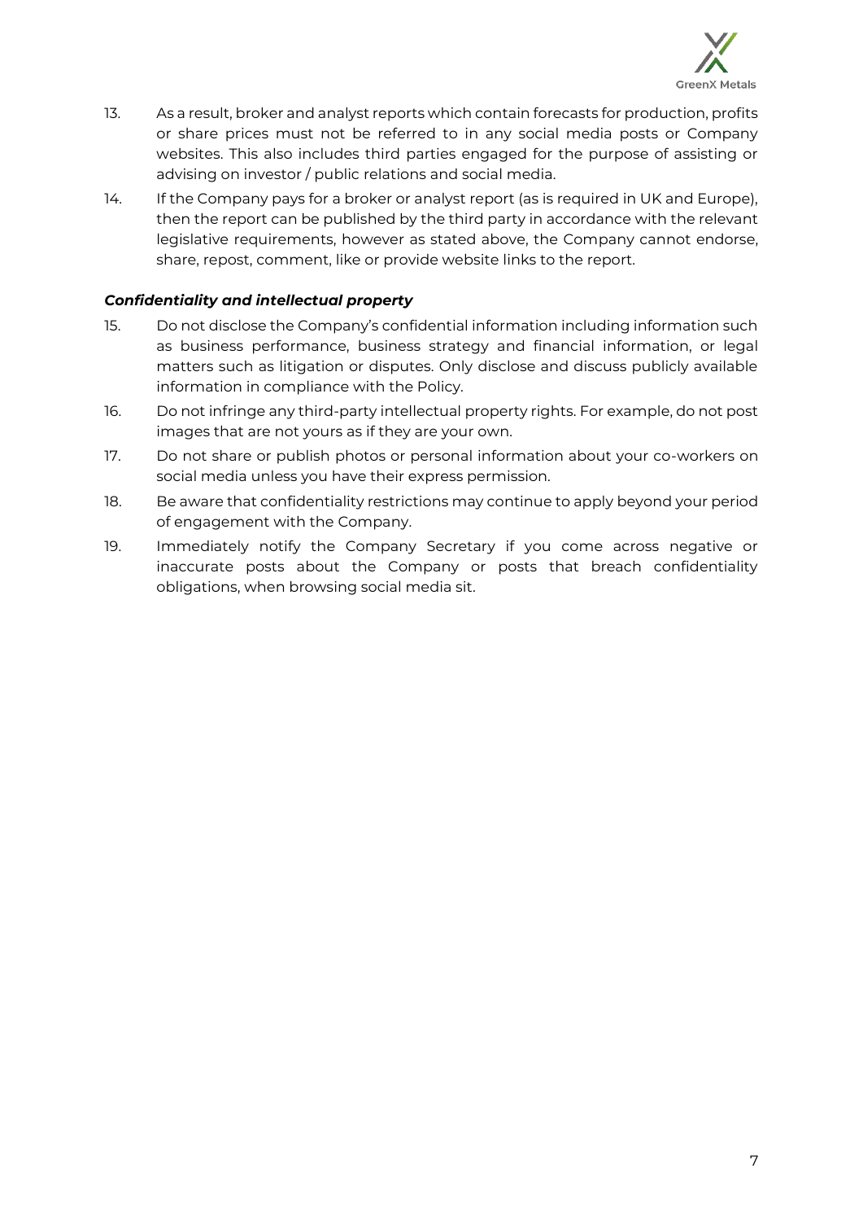13. As a result, broker and analyst reports which contain forecasts for production, profits or share prices must not be referred to in any social media posts or Company websites. This also includes third parties engaged for the purpose of assisting or advising on investor / public relations and social media.
14. If the Company pays for a broker or analyst report (as is required in UK and Europe), then the report can be published by the third party in accordance with the relevant legislative requirements, however as stated above, the Company cannot endorse, share, repost, comment, like or provide website links to the report.

***Confidentiality and intellectual property***

15. Do not disclose the Company's confidential information including information such as business performance, business strategy and financial information, or legal matters such as litigation or disputes. Only disclose and discuss publicly available information in compliance with the Policy.
16. Do not infringe any third-party intellectual property rights. For example, do not post images that are not yours as if they are your own.
17. Do not share or publish photos or personal information about your co-workers on social media unless you have their express permission.
18. Be aware that confidentiality restrictions may continue to apply beyond your period of engagement with the Company.
19. Immediately notify the Company Secretary if you come across negative or inaccurate posts about the Company or posts that breach confidentiality obligations, when browsing social media sit.